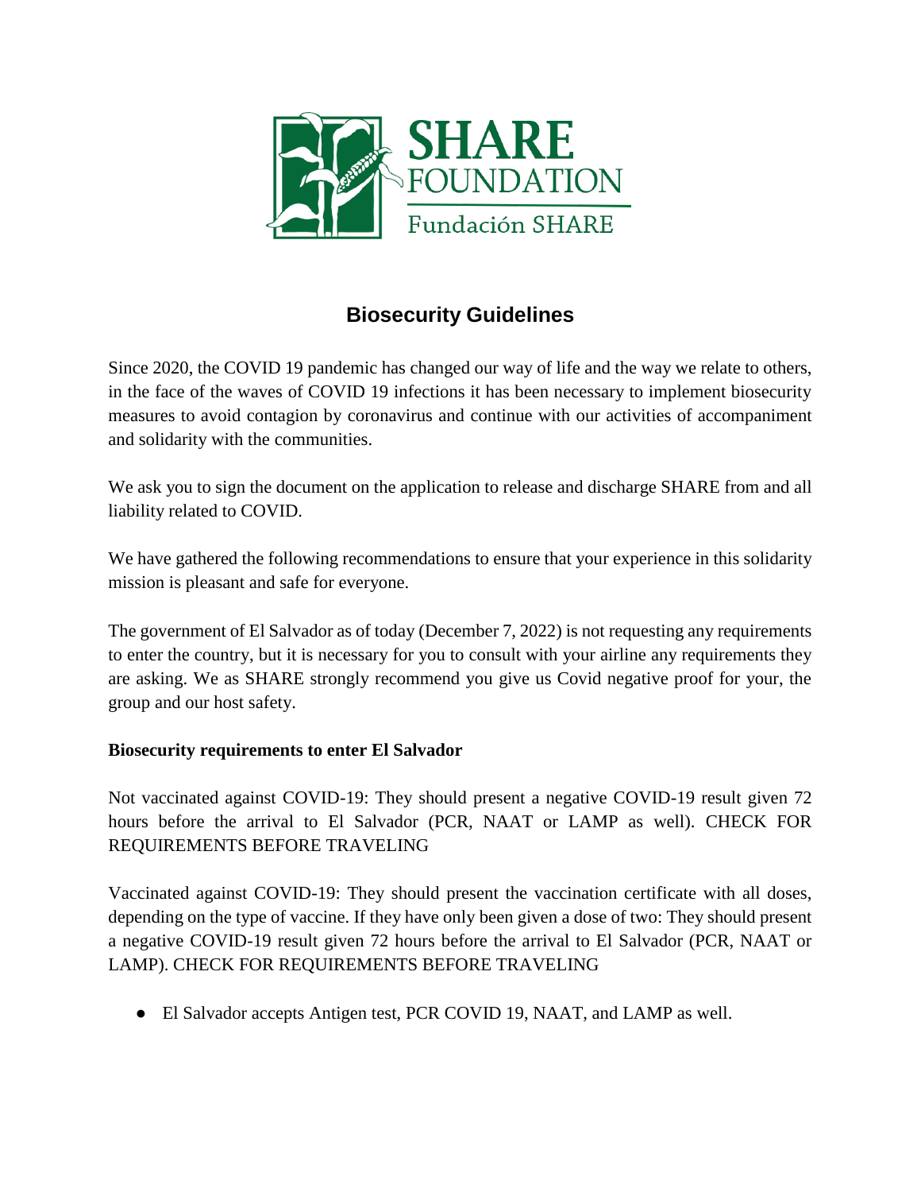SHARE FOUNDATION

Fundación SHARE

# Biosecurity Guidelines

Since 2020, the COVID 19 pandemic has changed our way of life and the way we relate to others, in the face of the waves of COVID 19 infections it has been necessary to implement biosecurity measures to avoid contagion by coronavirus and continue with our activities of accompaniment and solidarity with the communities.

We ask you to sign the document on the application to release and discharge SHARE from and all liability related to COVID.

We have gathered the following recommendations to ensure that your experience in this solidarity mission is pleasant and safe for everyone.

The government of El Salvador as of today (December 7, 2022) is not requesting any requirements to enter the country, but it is necessary for you to consult with your airline any requirements they are asking. We as SHARE strongly recommend you give us Covid negative proof for your, the group and our host safety.

**Biosecurity requirements to enter El Salvador**

Not vaccinated against COVID-19: They should present a negative COVID-19 result given 72 hours before the arrival to El Salvador (PCR, NAAT or LAMP as well). CHECK FOR REQUIREMENTS BEFORE TRAVELING

Vaccinated against COVID-19: They should present the vaccination certificate with all doses, depending on the type of vaccine. If they have only been given a dose of two: They should present a negative COVID-19 result given 72 hours before the arrival to El Salvador (PCR, NAAT or LAMP). CHECK FOR REQUIREMENTS BEFORE TRAVELING

- El Salvador accepts Antigen test, PCR COVID 19, NAAT, and LAMP as well.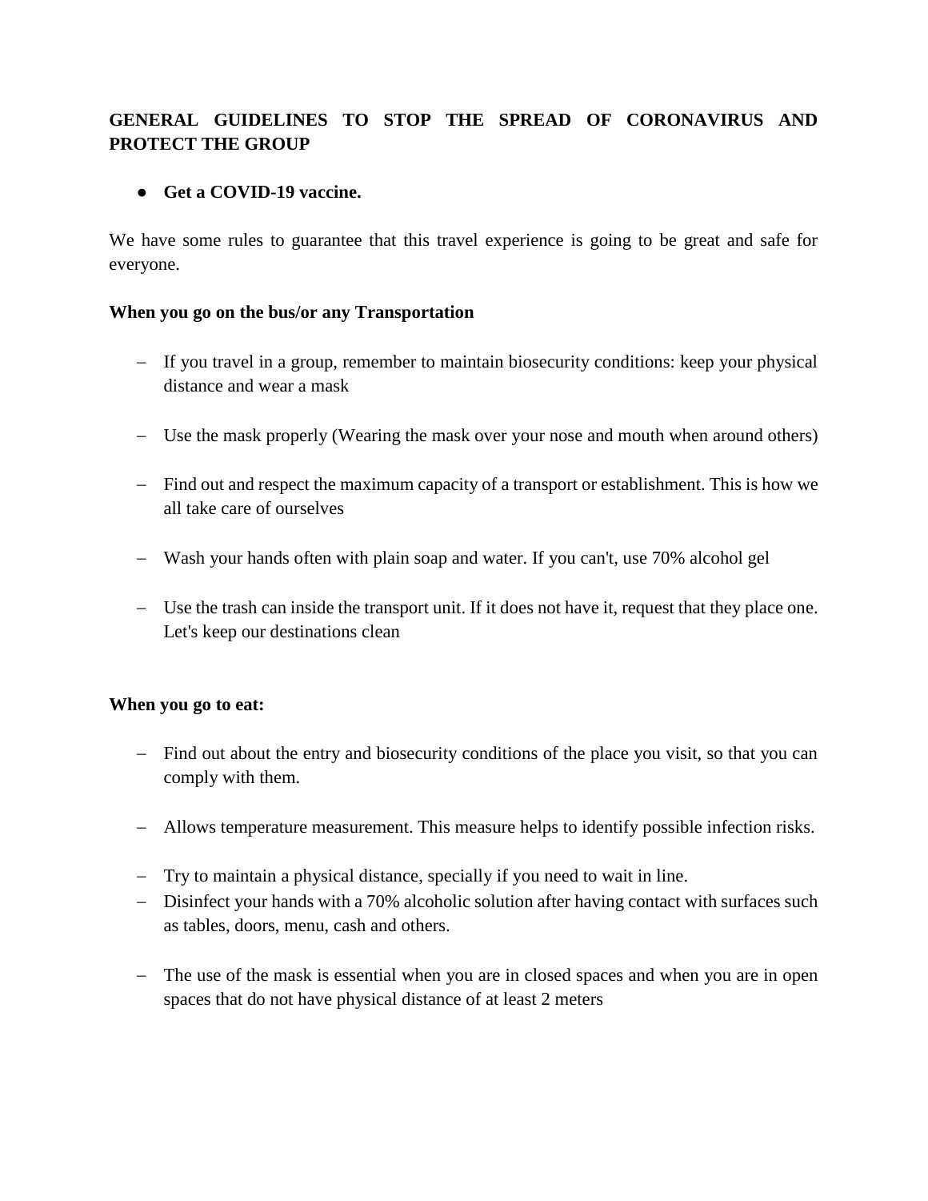## GENERAL GUIDELINES TO STOP THE SPREAD OF CORONAVIRUS AND PROTECT THE GROUP

- **Get a COVID-19 vaccine.**

We have some rules to guarantee that this travel experience is going to be great and safe for everyone.

**When you go on the bus/or any Transportation**

- If you travel in a group, remember to maintain biosecurity conditions: keep your physical distance and wear a mask
- Use the mask properly (Wearing the mask over your nose and mouth when around others)
- Find out and respect the maximum capacity of a transport or establishment. This is how we all take care of ourselves
- Wash your hands often with plain soap and water. If you can't, use 70% alcohol gel
- Use the trash can inside the transport unit. If it does not have it, request that they place one. Let's keep our destinations clean

**When you go to eat:**

- Find out about the entry and biosecurity conditions of the place you visit, so that you can comply with them.
- Allows temperature measurement. This measure helps to identify possible infection risks.
- Try to maintain a physical distance, specially if you need to wait in line.
- Disinfect your hands with a 70% alcoholic solution after having contact with surfaces such as tables, doors, menu, cash and others.
- The use of the mask is essential when you are in closed spaces and when you are in open spaces that do not have physical distance of at least 2 meters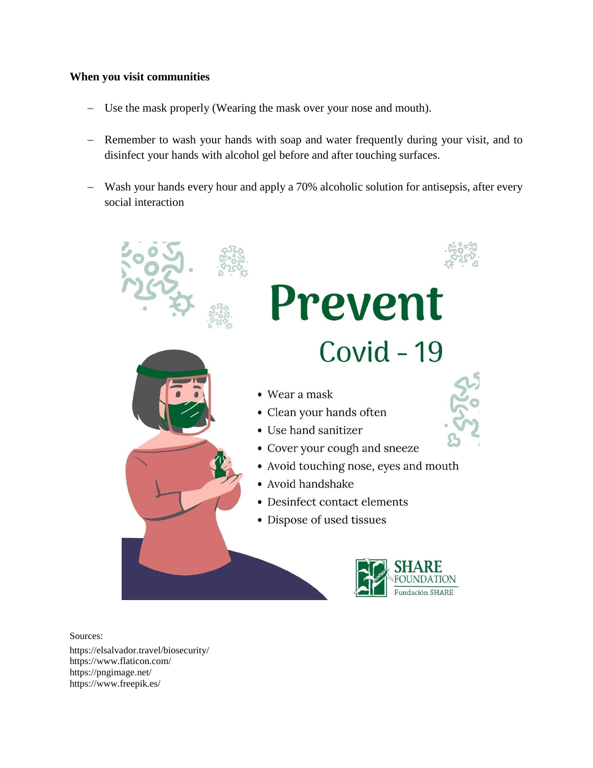**When you visit communities**

- Use the mask properly (Wearing the mask over your nose and mouth).
- Remember to wash your hands with soap and water frequently during your visit, and to disinfect your hands with alcohol gel before and after touching surfaces.
- Wash your hands every hour and apply a 70% alcoholic solution for antisepsis, after every social interaction

# Prevent

## Covid - 19

- Wear a mask
- Clean your hands often
- Use hand sanitizer
- Cover your cough and sneeze
- Avoid touching nose, eyes and mouth
- Avoid handshake
- Desinfect contact elements
- Dispose of used tissues

SHARE FOUNDATION
Fundación SHARE

Sources:
https://elsalvador.travel/biosecurity/
https://www.flaticon.com/
https://pngimage.net/
https://www.freepik.es/